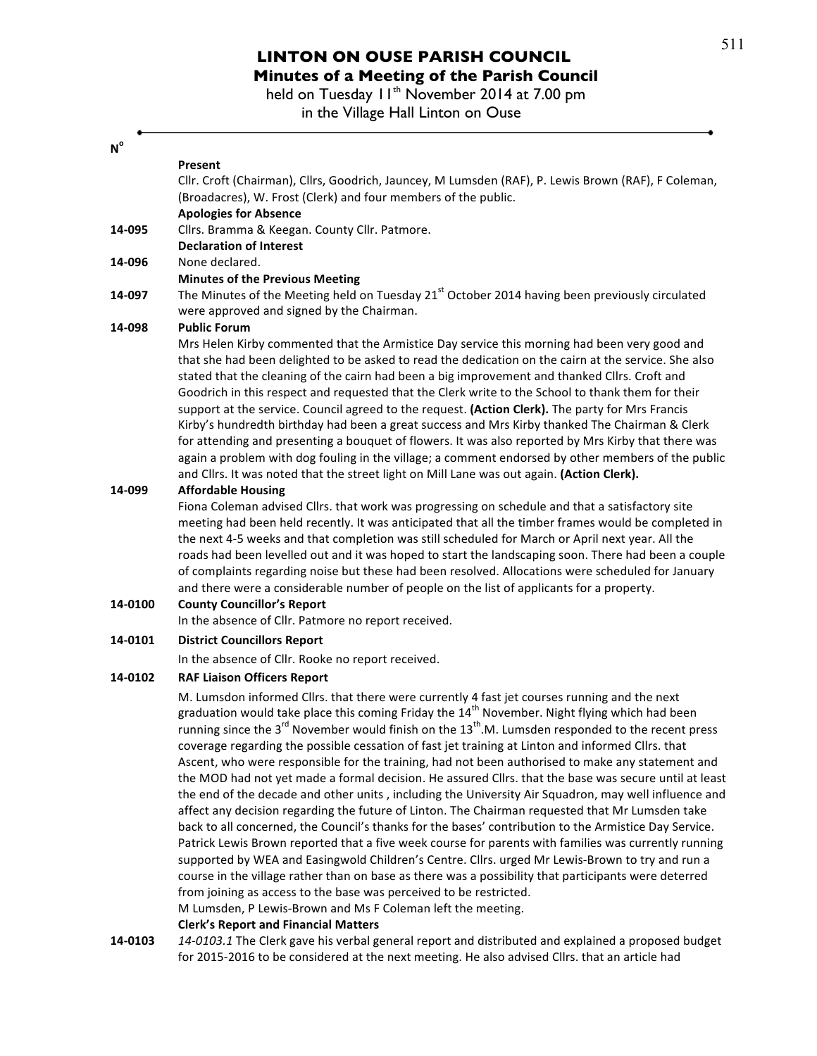# LINTON ON OUSE PARISH COUNCIL

## Minutes of a Meeting of the Parish Council

held on Tuesday 11th November 2014 at 7.00 pm in the Village Hall Linton on Ouse

| N° | |
|---|---|
| | **Present** |
| | Cllr. Croft (Chairman), Cllrs, Goodrich, Jauncey, M Lumsden (RAF), P. Lewis Brown (RAF), F Coleman, (Broadacres), W. Frost (Clerk) and four members of the public. |
| | **Apologies for Absence** |
| **14-095** | Cllrs. Bramma & Keegan. County Cllr. Patmore. |
| | **Declaration of Interest** |
| **14-096** | None declared. |
| | **Minutes of the Previous Meeting** |
| **14-097** | The Minutes of the Meeting held on Tuesday 21st October 2014 having been previously circulated were approved and signed by the Chairman. |
| **14-098** | **Public Forum** |
| | Mrs Helen Kirby commented that the Armistice Day service this morning had been very good and that she had been delighted to be asked to read the dedication on the cairn at the service. She also stated that the cleaning of the cairn had been a big improvement and thanked Cllrs. Croft and Goodrich in this respect and requested that the Clerk write to the School to thank them for their support at the service. Council agreed to the request. **(Action Clerk).** The party for Mrs Francis Kirby's hundredth birthday had been a great success and Mrs Kirby thanked The Chairman & Clerk for attending and presenting a bouquet of flowers. It was also reported by Mrs Kirby that there was again a problem with dog fouling in the village; a comment endorsed by other members of the public and Cllrs. It was noted that the street light on Mill Lane was out again. **(Action Clerk).** |
| **14-099** | **Affordable Housing** |
| | Fiona Coleman advised Cllrs. that work was progressing on schedule and that a satisfactory site meeting had been held recently. It was anticipated that all the timber frames would be completed in the next 4-5 weeks and that completion was still scheduled for March or April next year. All the roads had been levelled out and it was hoped to start the landscaping soon. There had been a couple of complaints regarding noise but these had been resolved. Allocations were scheduled for January and there were a considerable number of people on the list of applicants for a property. |
| **14-0100** | **County Councillor's Report** |
| | In the absence of Cllr. Patmore no report received. |
| **14-0101** | **District Councillors Report** |
| | In the absence of Cllr. Rooke no report received. |
| **14-0102** | **RAF Liaison Officers Report** |
| | M. Lumsdon informed Cllrs. that there were currently 4 fast jet courses running and the next graduation would take place this coming Friday the 14th November. Night flying which had been running since the 3rd November would finish on the 13th.M. Lumsden responded to the recent press coverage regarding the possible cessation of fast jet training at Linton and informed Cllrs. that Ascent, who were responsible for the training, had not been authorised to make any statement and the MOD had not yet made a formal decision. He assured Cllrs. that the base was secure until at least the end of the decade and other units , including the University Air Squadron, may well influence and affect any decision regarding the future of Linton. The Chairman requested that Mr Lumsden take back to all concerned, the Council's thanks for the bases' contribution to the Armistice Day Service. Patrick Lewis Brown reported that a five week course for parents with families was currently running supported by WEA and Easingwold Children's Centre. Cllrs. urged Mr Lewis-Brown to try and run a course in the village rather than on base as there was a possibility that participants were deterred from joining as access to the base was perceived to be restricted. |
| | M Lumsden, P Lewis-Brown and Ms F Coleman left the meeting. |
| | **Clerk's Report and Financial Matters** |
| **14-0103** | *14-0103.1* The Clerk gave his verbal general report and distributed and explained a proposed budget for 2015-2016 to be considered at the next meeting. He also advised Cllrs. that an article had |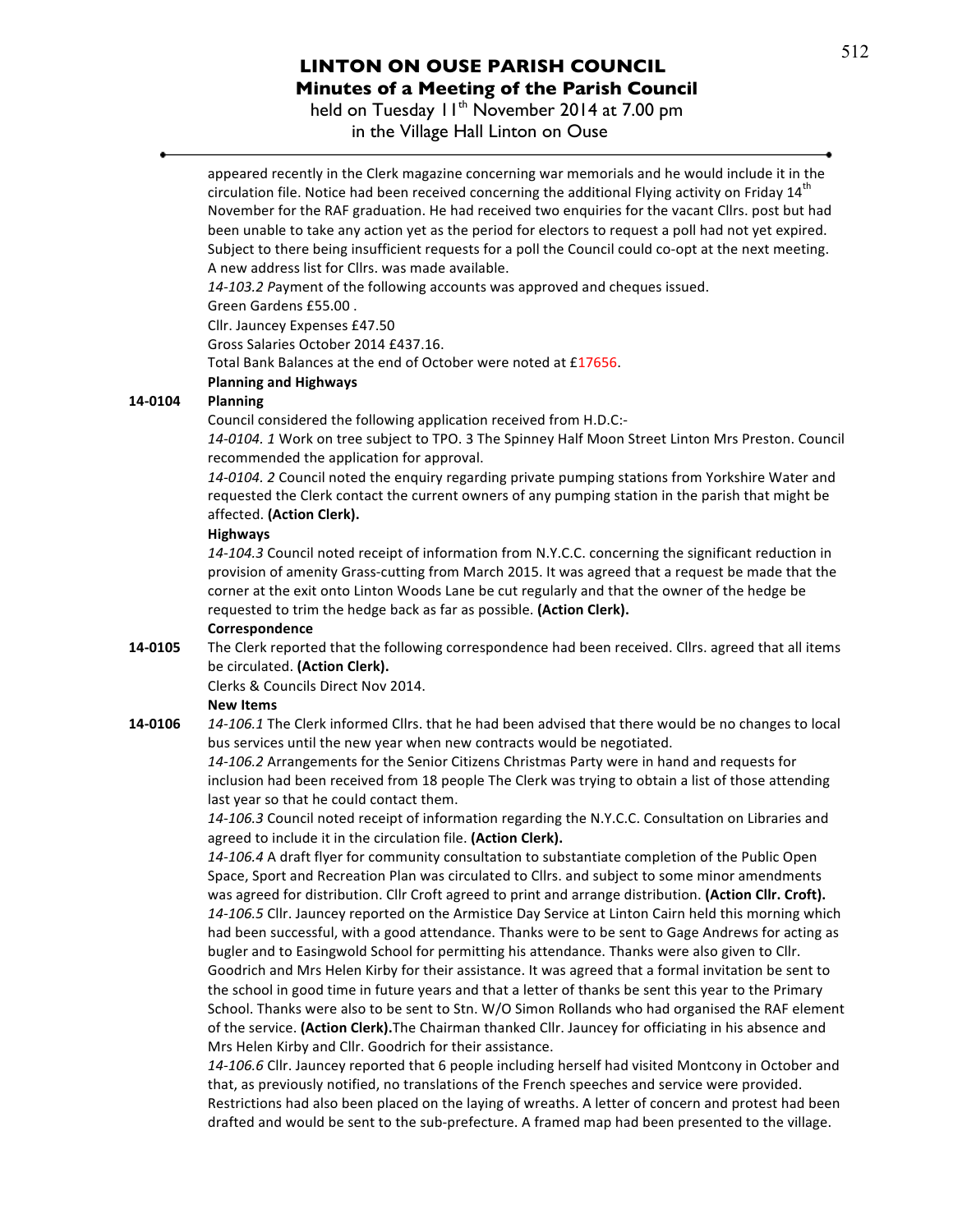# LINTON ON OUSE PARISH COUNCIL

## Minutes of a Meeting of the Parish Council

held on Tuesday 11th November 2014 at 7.00 pm in the Village Hall Linton on Ouse

appeared recently in the Clerk magazine concerning war memorials and he would include it in the circulation file. Notice had been received concerning the additional Flying activity on Friday 14th November for the RAF graduation. He had received two enquiries for the vacant Cllrs. post but had been unable to take any action yet as the period for electors to request a poll had not yet expired. Subject to there being insufficient requests for a poll the Council could co-opt at the next meeting. A new address list for Cllrs. was made available.

*14-103.2* Payment of the following accounts was approved and cheques issued.

Green Gardens £55.00 .

Cllr. Jauncey Expenses £47.50

Gross Salaries October 2014 £437.16.

Total Bank Balances at the end of October were noted at £17656.

**Planning and Highways**

**14-0104 Planning**

Council considered the following application received from H.D.C:-

*14-0104. 1* Work on tree subject to TPO. 3 The Spinney Half Moon Street Linton Mrs Preston. Council recommended the application for approval.

*14-0104. 2* Council noted the enquiry regarding private pumping stations from Yorkshire Water and requested the Clerk contact the current owners of any pumping station in the parish that might be affected. **(Action Clerk).**

**Highways**

*14-104.3* Council noted receipt of information from N.Y.C.C. concerning the significant reduction in provision of amenity Grass-cutting from March 2015. It was agreed that a request be made that the corner at the exit onto Linton Woods Lane be cut regularly and that the owner of the hedge be requested to trim the hedge back as far as possible. **(Action Clerk).**

**Correspondence**

**14-0105** The Clerk reported that the following correspondence had been received. Cllrs. agreed that all items be circulated. **(Action Clerk).**

Clerks & Councils Direct Nov 2014.

**New Items**

**14-0106** *14-106.1* The Clerk informed Cllrs. that he had been advised that there would be no changes to local bus services until the new year when new contracts would be negotiated.

*14-106.2* Arrangements for the Senior Citizens Christmas Party were in hand and requests for inclusion had been received from 18 people The Clerk was trying to obtain a list of those attending last year so that he could contact them.

*14-106.3* Council noted receipt of information regarding the N.Y.C.C. Consultation on Libraries and agreed to include it in the circulation file. **(Action Clerk).**

*14-106.4* A draft flyer for community consultation to substantiate completion of the Public Open Space, Sport and Recreation Plan was circulated to Cllrs. and subject to some minor amendments was agreed for distribution. Cllr Croft agreed to print and arrange distribution. **(Action Cllr. Croft).**

*14-106.5* Cllr. Jauncey reported on the Armistice Day Service at Linton Cairn held this morning which had been successful, with a good attendance. Thanks were to be sent to Gage Andrews for acting as bugler and to Easingwold School for permitting his attendance. Thanks were also given to Cllr. Goodrich and Mrs Helen Kirby for their assistance. It was agreed that a formal invitation be sent to the school in good time in future years and that a letter of thanks be sent this year to the Primary School. Thanks were also to be sent to Stn. W/O Simon Rollands who had organised the RAF element of the service. **(Action Clerk).**The Chairman thanked Cllr. Jauncey for officiating in his absence and Mrs Helen Kirby and Cllr. Goodrich for their assistance.

*14-106.6* Cllr. Jauncey reported that 6 people including herself had visited Montcony in October and that, as previously notified, no translations of the French speeches and service were provided. Restrictions had also been placed on the laying of wreaths. A letter of concern and protest had been drafted and would be sent to the sub-prefecture. A framed map had been presented to the village.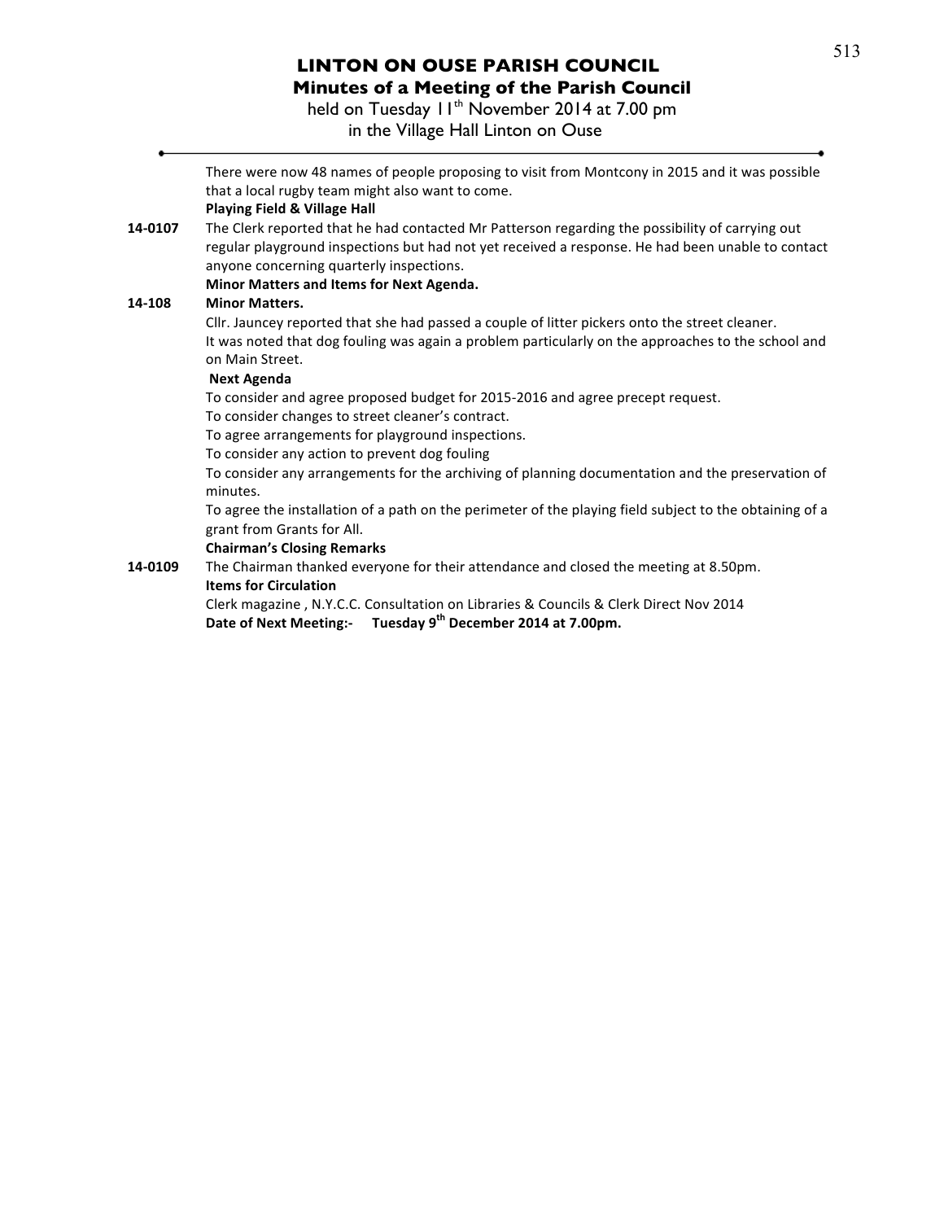# LINTON ON OUSE PARISH COUNCIL

## Minutes of a Meeting of the Parish Council

held on Tuesday 11th November 2014 at 7.00 pm
in the Village Hall Linton on Ouse

---

There were now 48 names of people proposing to visit from Montcony in 2015 and it was possible that a local rugby team might also want to come.

**Playing Field & Village Hall**

**14-0107** The Clerk reported that he had contacted Mr Patterson regarding the possibility of carrying out regular playground inspections but had not yet received a response. He had been unable to contact anyone concerning quarterly inspections.

**Minor Matters and Items for Next Agenda.**

**14-108 Minor Matters.**

Cllr. Jauncey reported that she had passed a couple of litter pickers onto the street cleaner.
It was noted that dog fouling was again a problem particularly on the approaches to the school and on Main Street.

**Next Agenda**

To consider and agree proposed budget for 2015-2016 and agree precept request.
To consider changes to street cleaner's contract.
To agree arrangements for playground inspections.
To consider any action to prevent dog fouling
To consider any arrangements for the archiving of planning documentation and the preservation of minutes.
To agree the installation of a path on the perimeter of the playing field subject to the obtaining of a grant from Grants for All.

**Chairman's Closing Remarks**

**14-0109** The Chairman thanked everyone for their attendance and closed the meeting at 8.50pm.

**Items for Circulation**

Clerk magazine , N.Y.C.C. Consultation on Libraries & Councils & Clerk Direct Nov 2014

**Date of Next Meeting:- Tuesday 9th December 2014 at 7.00pm.**